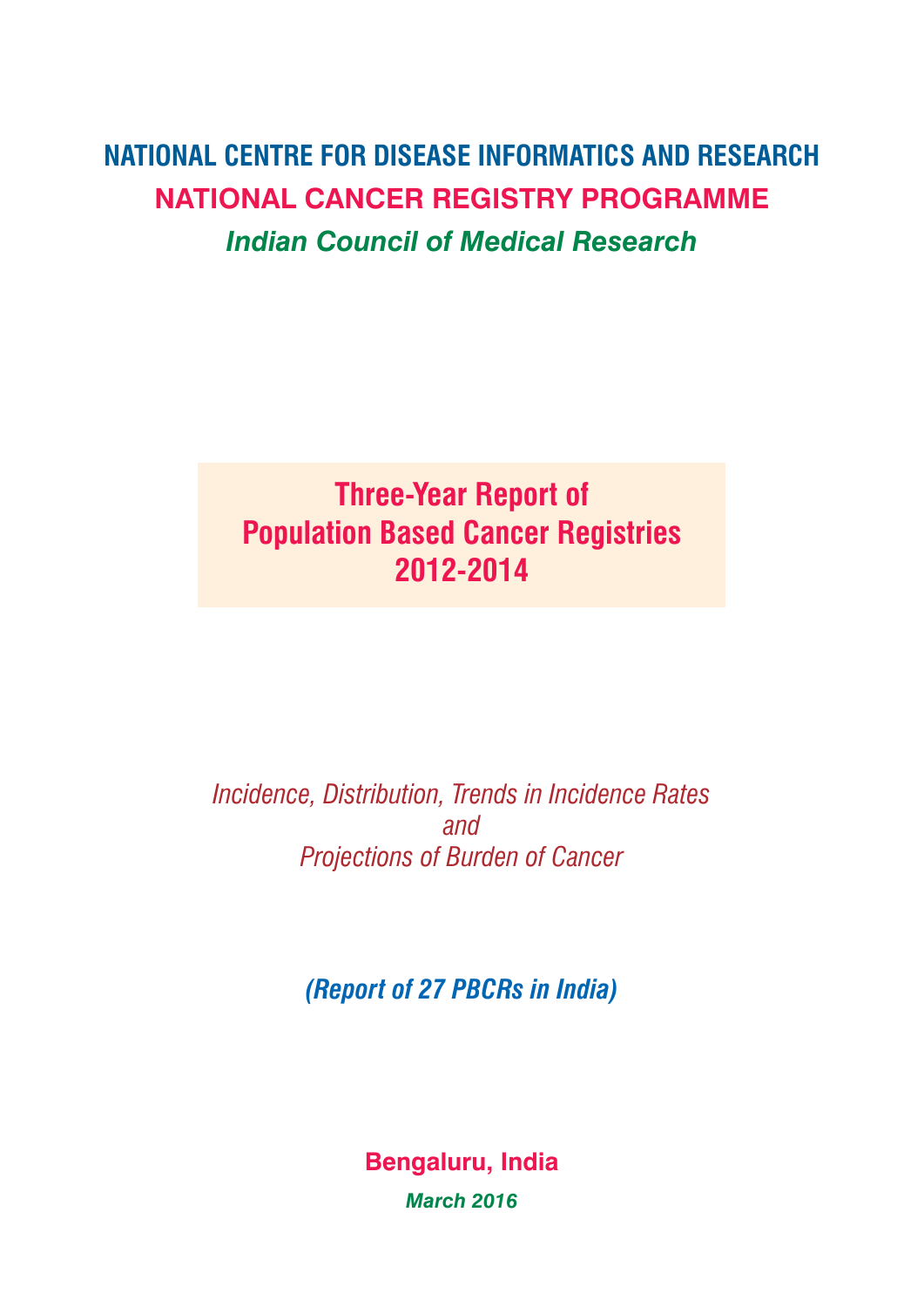# NATIONAL CENTRE FOR DISEASE INFORMATICS AND RESEARCH

## NATIONAL CANCER REGISTRY PROGRAMME

***Indian Council of Medical Research***

# Three-Year Report of Population Based Cancer Registries 2012-2014

*Incidence, Distribution, Trends in Incidence Rates*
*and*
*Projections of Burden of Cancer*

***(Report of 27 PBCRs in India)***

**Bengaluru, India**

***March 2016***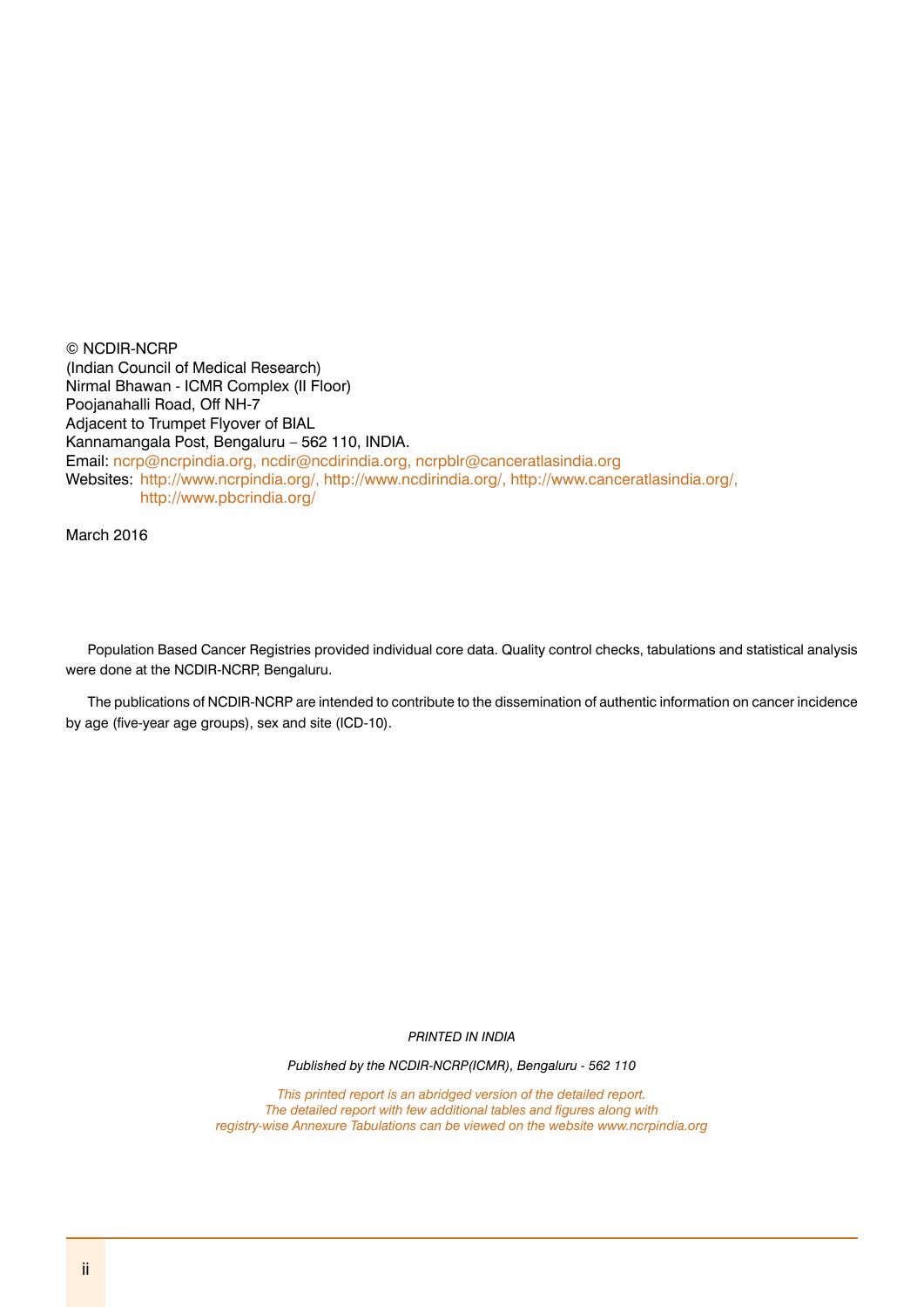© NCDIR-NCRP
(Indian Council of Medical Research)
Nirmal Bhawan - ICMR Complex (II Floor)
Poojanahalli Road, Off NH-7
Adjacent to Trumpet Flyover of BIAL
Kannamangala Post, Bengaluru – 562 110, INDIA.
Email: ncrp@ncrpindia.org, ncdir@ncdirindia.org, ncrpblr@canceratlasindia.org
Websites: http://www.ncrpindia.org/, http://www.ncdirindia.org/, http://www.canceratlasindia.org/, http://www.pbcrindia.org/

March 2016

Population Based Cancer Registries provided individual core data. Quality control checks, tabulations and statistical analysis were done at the NCDIR-NCRP, Bengaluru.

The publications of NCDIR-NCRP are intended to contribute to the dissemination of authentic information on cancer incidence by age (five-year age groups), sex and site (ICD-10).

*PRINTED IN INDIA*

*Published by the NCDIR-NCRP(ICMR), Bengaluru - 562 110*

*This printed report is an abridged version of the detailed report.*
*The detailed report with few additional tables and figures along with registry-wise Annexure Tabulations can be viewed on the website www.ncrpindia.org*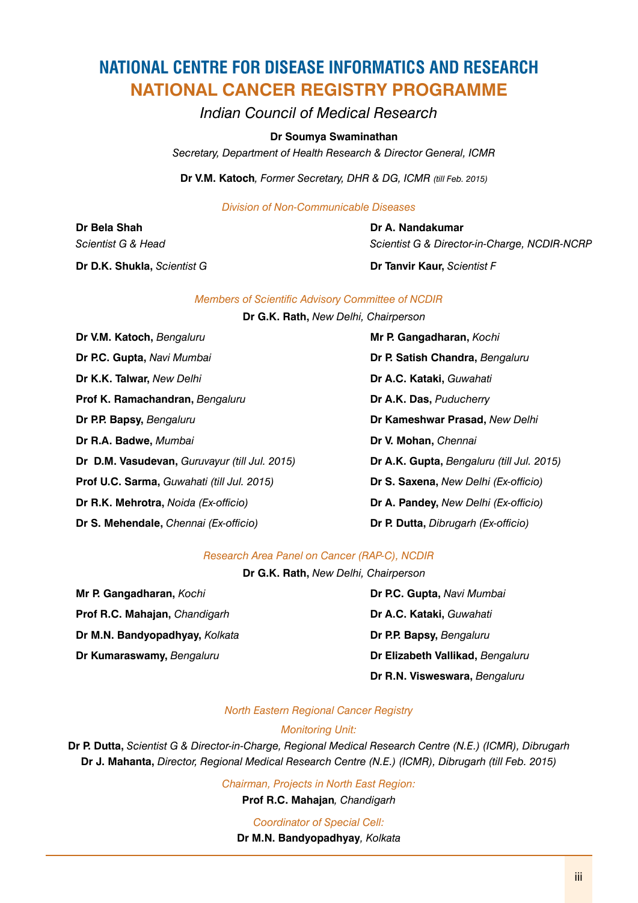# NATIONAL CENTRE FOR DISEASE INFORMATICS AND RESEARCH
# NATIONAL CANCER REGISTRY PROGRAMME

*Indian Council of Medical Research*

**Dr Soumya Swaminathan**
*Secretary, Department of Health Research & Director General, ICMR*

**Dr V.M. Katoch**, *Former Secretary, DHR & DG, ICMR (till Feb. 2015)*

*Division of Non-Communicable Diseases*

**Dr Bela Shah**
*Scientist G & Head*

**Dr D.K. Shukla,** *Scientist G*

**Dr A. Nandakumar**
*Scientist G & Director-in-Charge, NCDIR-NCRP*

**Dr Tanvir Kaur,** *Scientist F*

*Members of Scientific Advisory Committee of NCDIR*

**Dr G.K. Rath,** *New Delhi, Chairperson*

**Dr V.M. Katoch,** *Bengaluru*
**Dr P.C. Gupta,** *Navi Mumbai*
**Dr K.K. Talwar,** *New Delhi*
**Prof K. Ramachandran,** *Bengaluru*
**Dr P.P. Bapsy,** *Bengaluru*
**Dr R.A. Badwe,** *Mumbai*
**Dr D.M. Vasudevan,** *Guruvayur (till Jul. 2015)*
**Prof U.C. Sarma,** *Guwahati (till Jul. 2015)*
**Dr R.K. Mehrotra,** *Noida (Ex-officio)*
**Dr S. Mehendale,** *Chennai (Ex-officio)*
**Mr P. Gangadharan,** *Kochi*
**Dr P. Satish Chandra,** *Bengaluru*
**Dr A.C. Kataki,** *Guwahati*
**Dr A.K. Das,** *Puducherry*
**Dr Kameshwar Prasad,** *New Delhi*
**Dr V. Mohan,** *Chennai*
**Dr A.K. Gupta,** *Bengaluru (till Jul. 2015)*
**Dr S. Saxena,** *New Delhi (Ex-officio)*
**Dr A. Pandey,** *New Delhi (Ex-officio)*
**Dr P. Dutta,** *Dibrugarh (Ex-officio)*

*Research Area Panel on Cancer (RAP-C), NCDIR*

**Dr G.K. Rath,** *New Delhi, Chairperson*

**Mr P. Gangadharan,** *Kochi*
**Prof R.C. Mahajan,** *Chandigarh*
**Dr M.N. Bandyopadhyay,** *Kolkata*
**Dr Kumaraswamy,** *Bengaluru*
**Dr P.C. Gupta,** *Navi Mumbai*
**Dr A.C. Kataki,** *Guwahati*
**Dr P.P. Bapsy,** *Bengaluru*
**Dr Elizabeth Vallikad,** *Bengaluru*
**Dr R.N. Visweswara,** *Bengaluru*

*North Eastern Regional Cancer Registry*

*Monitoring Unit:*

**Dr P. Dutta,** *Scientist G & Director-in-Charge, Regional Medical Research Centre (N.E.) (ICMR), Dibrugarh*
**Dr J. Mahanta,** *Director, Regional Medical Research Centre (N.E.) (ICMR), Dibrugarh (till Feb. 2015)*

*Chairman, Projects in North East Region:*

**Prof R.C. Mahajan**, *Chandigarh*

*Coordinator of Special Cell:*

**Dr M.N. Bandyopadhyay**, *Kolkata*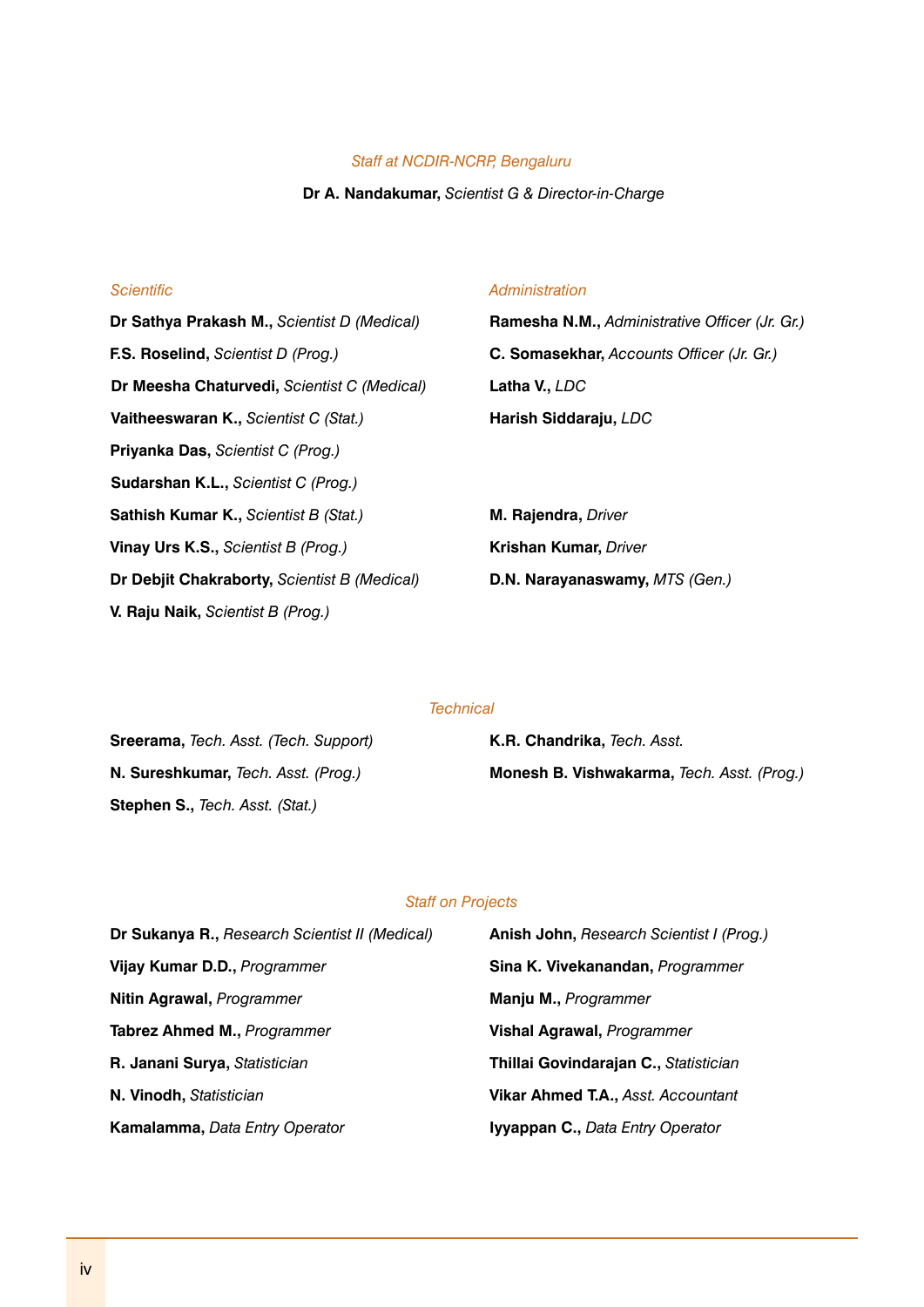## *Staff at NCDIR-NCRP, Bengaluru*

**Dr A. Nandakumar,** *Scientist G & Director-in-Charge*

### *Scientific*

**Dr Sathya Prakash M.,** *Scientist D (Medical)*

**F.S. Roselind,** *Scientist D (Prog.)*

**Dr Meesha Chaturvedi,** *Scientist C (Medical)*

**Vaitheeswaran K.,** *Scientist C (Stat.)*

**Priyanka Das,** *Scientist C (Prog.)*

**Sudarshan K.L.,** *Scientist C (Prog.)*

**Sathish Kumar K.,** *Scientist B (Stat.)*

**Vinay Urs K.S.,** *Scientist B (Prog.)*

**Dr Debjit Chakraborty,** *Scientist B (Medical)*

**V. Raju Naik,** *Scientist B (Prog.)*

### *Administration*

**Ramesha N.M.,** *Administrative Officer (Jr. Gr.)*

**C. Somasekhar,** *Accounts Officer (Jr. Gr.)*

**Latha V.,** *LDC*

**Harish Siddaraju,** *LDC*

**M. Rajendra,** *Driver*

**Krishan Kumar,** *Driver*

**D.N. Narayanaswamy,** *MTS (Gen.)*

### *Technical*

**Sreerama,** *Tech. Asst. (Tech. Support)*

**N. Sureshkumar,** *Tech. Asst. (Prog.)*

**Stephen S.,** *Tech. Asst. (Stat.)*

**K.R. Chandrika,** *Tech. Asst.*

**Monesh B. Vishwakarma,** *Tech. Asst. (Prog.)*

### *Staff on Projects*

**Dr Sukanya R.,** *Research Scientist II (Medical)*

**Vijay Kumar D.D.,** *Programmer*

**Nitin Agrawal,** *Programmer*

**Tabrez Ahmed M.,** *Programmer*

**R. Janani Surya,** *Statistician*

**N. Vinodh,** *Statistician*

**Kamalamma,** *Data Entry Operator*

**Anish John,** *Research Scientist I (Prog.)*

**Sina K. Vivekanandan,** *Programmer*

**Manju M.,** *Programmer*

**Vishal Agrawal,** *Programmer*

**Thillai Govindarajan C.,** *Statistician*

**Vikar Ahmed T.A.,** *Asst. Accountant*

**Iyyappan C.,** *Data Entry Operator*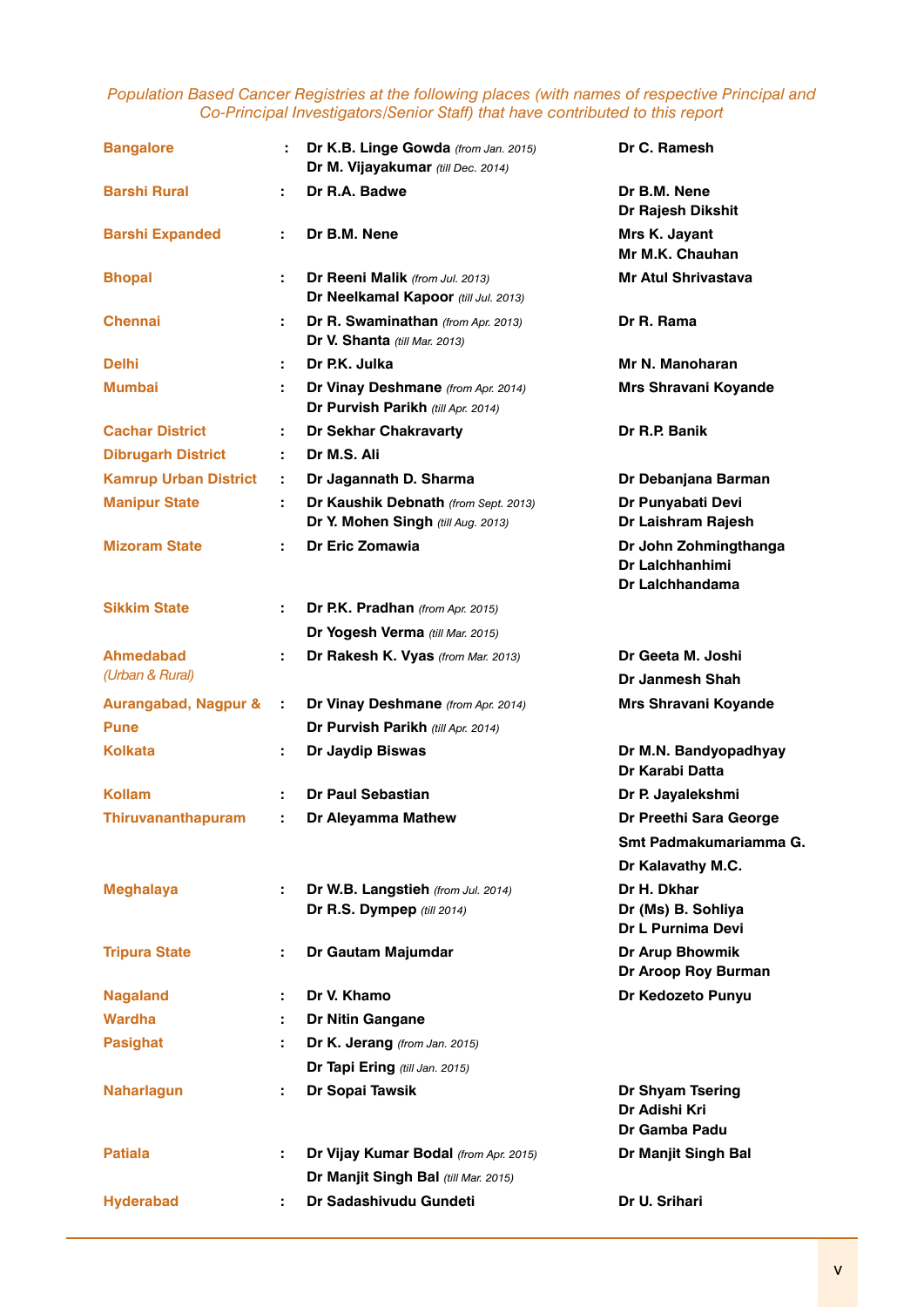*Population Based Cancer Registries at the following places (with names of respective Principal and Co-Principal Investigators/Senior Staff) that have contributed to this report*

| Registry | | Principal Investigator | Co-Principal Investigators/Senior Staff |
|---|---|---|---|
| **Bangalore** | : | **Dr K.B. Linge Gowda** *(from Jan. 2015)*<br>**Dr M. Vijayakumar** *(till Dec. 2014)* | **Dr C. Ramesh** |
| **Barshi Rural** | : | **Dr R.A. Badwe** | **Dr B.M. Nene**<br>**Dr Rajesh Dikshit** |
| **Barshi Expanded** | : | **Dr B.M. Nene** | **Mrs K. Jayant**<br>**Mr M.K. Chauhan** |
| **Bhopal** | : | **Dr Reeni Malik** *(from Jul. 2013)*<br>**Dr Neelkamal Kapoor** *(till Jul. 2013)* | **Mr Atul Shrivastava** |
| **Chennai** | : | **Dr R. Swaminathan** *(from Apr. 2013)*<br>**Dr V. Shanta** *(till Mar. 2013)* | **Dr R. Rama** |
| **Delhi** | : | **Dr P.K. Julka** | **Mr N. Manoharan** |
| **Mumbai** | : | **Dr Vinay Deshmane** *(from Apr. 2014)*<br>**Dr Purvish Parikh** *(till Apr. 2014)* | **Mrs Shravani Koyande** |
| **Cachar District** | : | **Dr Sekhar Chakravarty** | **Dr R.P. Banik** |
| **Dibrugarh District** | : | **Dr M.S. Ali** | |
| **Kamrup Urban District** | : | **Dr Jagannath D. Sharma** | **Dr Debanjana Barman** |
| **Manipur State** | : | **Dr Kaushik Debnath** *(from Sept. 2013)*<br>**Dr Y. Mohen Singh** *(till Aug. 2013)* | **Dr Punyabati Devi**<br>**Dr Laishram Rajesh** |
| **Mizoram State** | : | **Dr Eric Zomawia** | **Dr John Zohmingthanga**<br>**Dr Lalchhanhimi**<br>**Dr Lalchhandama** |
| **Sikkim State** | : | **Dr P.K. Pradhan** *(from Apr. 2015)*<br>**Dr Yogesh Verma** *(till Mar. 2015)* | |
| **Ahmedabad** *(Urban & Rural)* | : | **Dr Rakesh K. Vyas** *(from Mar. 2013)* | **Dr Geeta M. Joshi**<br>**Dr Janmesh Shah** |
| **Aurangabad, Nagpur & Pune** | : | **Dr Vinay Deshmane** *(from Apr. 2014)*<br>**Dr Purvish Parikh** *(till Apr. 2014)* | **Mrs Shravani Koyande** |
| **Kolkata** | : | **Dr Jaydip Biswas** | **Dr M.N. Bandyopadhyay**<br>**Dr Karabi Datta** |
| **Kollam** | : | **Dr Paul Sebastian** | **Dr P. Jayalekshmi** |
| **Thiruvananthapuram** | : | **Dr Aleyamma Mathew** | **Dr Preethi Sara George**<br>**Smt Padmakumariamma G.**<br>**Dr Kalavathy M.C.** |
| **Meghalaya** | : | **Dr W.B. Langstieh** *(from Jul. 2014)*<br>**Dr R.S. Dympep** *(till 2014)* | **Dr H. Dkhar**<br>**Dr (Ms) B. Sohliya**<br>**Dr L Purnima Devi** |
| **Tripura State** | : | **Dr Gautam Majumdar** | **Dr Arup Bhowmik**<br>**Dr Aroop Roy Burman** |
| **Nagaland** | : | **Dr V. Khamo** | **Dr Kedozeto Punyu** |
| **Wardha** | : | **Dr Nitin Gangane** | |
| **Pasighat** | : | **Dr K. Jerang** *(from Jan. 2015)*<br>**Dr Tapi Ering** *(till Jan. 2015)* | |
| **Naharlagun** | : | **Dr Sopai Tawsik** | **Dr Shyam Tsering**<br>**Dr Adishi Kri**<br>**Dr Gamba Padu** |
| **Patiala** | : | **Dr Vijay Kumar Bodal** *(from Apr. 2015)*<br>**Dr Manjit Singh Bal** *(till Mar. 2015)* | **Dr Manjit Singh Bal** |
| **Hyderabad** | : | **Dr Sadashivudu Gundeti** | **Dr U. Srihari** |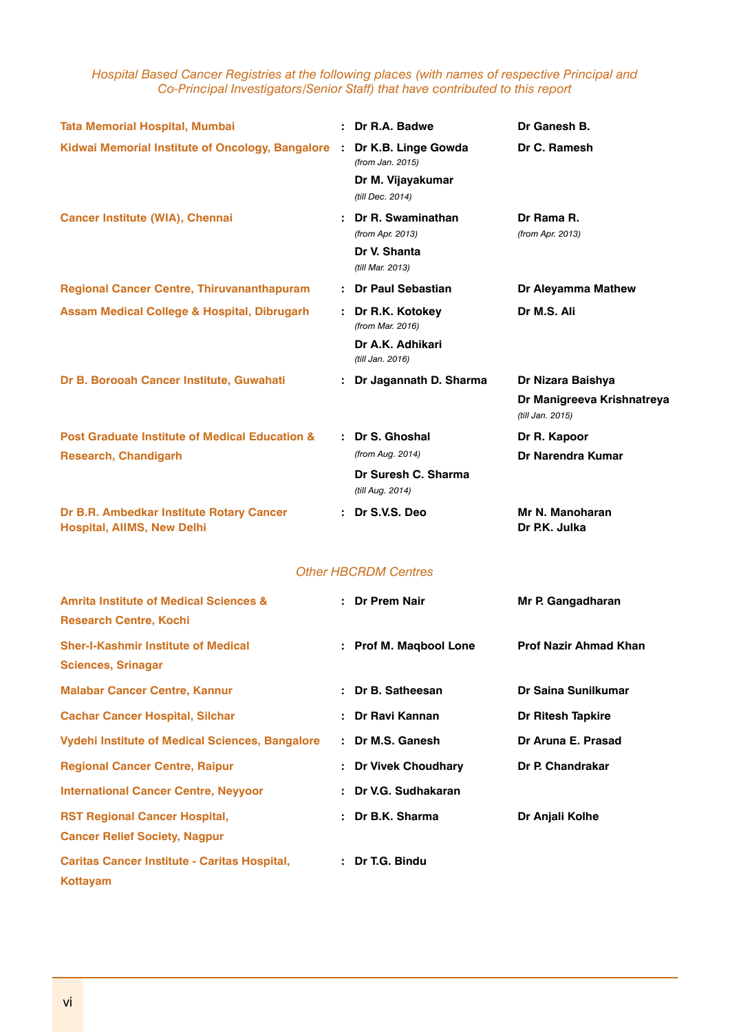*Hospital Based Cancer Registries at the following places (with names of respective Principal and Co-Principal Investigators/Senior Staff) that have contributed to this report*

| | | |
|---|---|---|
| **Tata Memorial Hospital, Mumbai** | : **Dr R.A. Badwe** | **Dr Ganesh B.** |
| **Kidwai Memorial Institute of Oncology, Bangalore** | : **Dr K.B. Linge Gowda** *(from Jan. 2015)* **Dr M. Vijayakumar** *(till Dec. 2014)* | **Dr C. Ramesh** |
| **Cancer Institute (WIA), Chennai** | : **Dr R. Swaminathan** *(from Apr. 2013)* **Dr V. Shanta** *(till Mar. 2013)* | **Dr Rama R.** *(from Apr. 2013)* |
| **Regional Cancer Centre, Thiruvananthapuram** | : **Dr Paul Sebastian** | **Dr Aleyamma Mathew** |
| **Assam Medical College & Hospital, Dibrugarh** | : **Dr R.K. Kotokey** *(from Mar. 2016)* **Dr A.K. Adhikari** *(till Jan. 2016)* | **Dr M.S. Ali** |
| **Dr B. Borooah Cancer Institute, Guwahati** | : **Dr Jagannath D. Sharma** | **Dr Nizara Baishya** **Dr Manigreeva Krishnatreya** *(till Jan. 2015)* |
| **Post Graduate Institute of Medical Education & Research, Chandigarh** | : **Dr S. Ghoshal** *(from Aug. 2014)* **Dr Suresh C. Sharma** *(till Aug. 2014)* | **Dr R. Kapoor** **Dr Narendra Kumar** |
| **Dr B.R. Ambedkar Institute Rotary Cancer Hospital, AIIMS, New Delhi** | : **Dr S.V.S. Deo** | **Mr N. Manoharan** **Dr P.K. Julka** |

*Other HBCRDM Centres*

| | | |
|---|---|---|
| **Amrita Institute of Medical Sciences & Research Centre, Kochi** | : **Dr Prem Nair** | **Mr P. Gangadharan** |
| **Sher-I-Kashmir Institute of Medical Sciences, Srinagar** | : **Prof M. Maqbool Lone** | **Prof Nazir Ahmad Khan** |
| **Malabar Cancer Centre, Kannur** | : **Dr B. Satheesan** | **Dr Saina Sunilkumar** |
| **Cachar Cancer Hospital, Silchar** | : **Dr Ravi Kannan** | **Dr Ritesh Tapkire** |
| **Vydehi Institute of Medical Sciences, Bangalore** | : **Dr M.S. Ganesh** | **Dr Aruna E. Prasad** |
| **Regional Cancer Centre, Raipur** | : **Dr Vivek Choudhary** | **Dr P. Chandrakar** |
| **International Cancer Centre, Neyyoor** | : **Dr V.G. Sudhakaran** | |
| **RST Regional Cancer Hospital, Cancer Relief Society, Nagpur** | : **Dr B.K. Sharma** | **Dr Anjali Kolhe** |
| **Caritas Cancer Institute - Caritas Hospital, Kottayam** | : **Dr T.G. Bindu** | |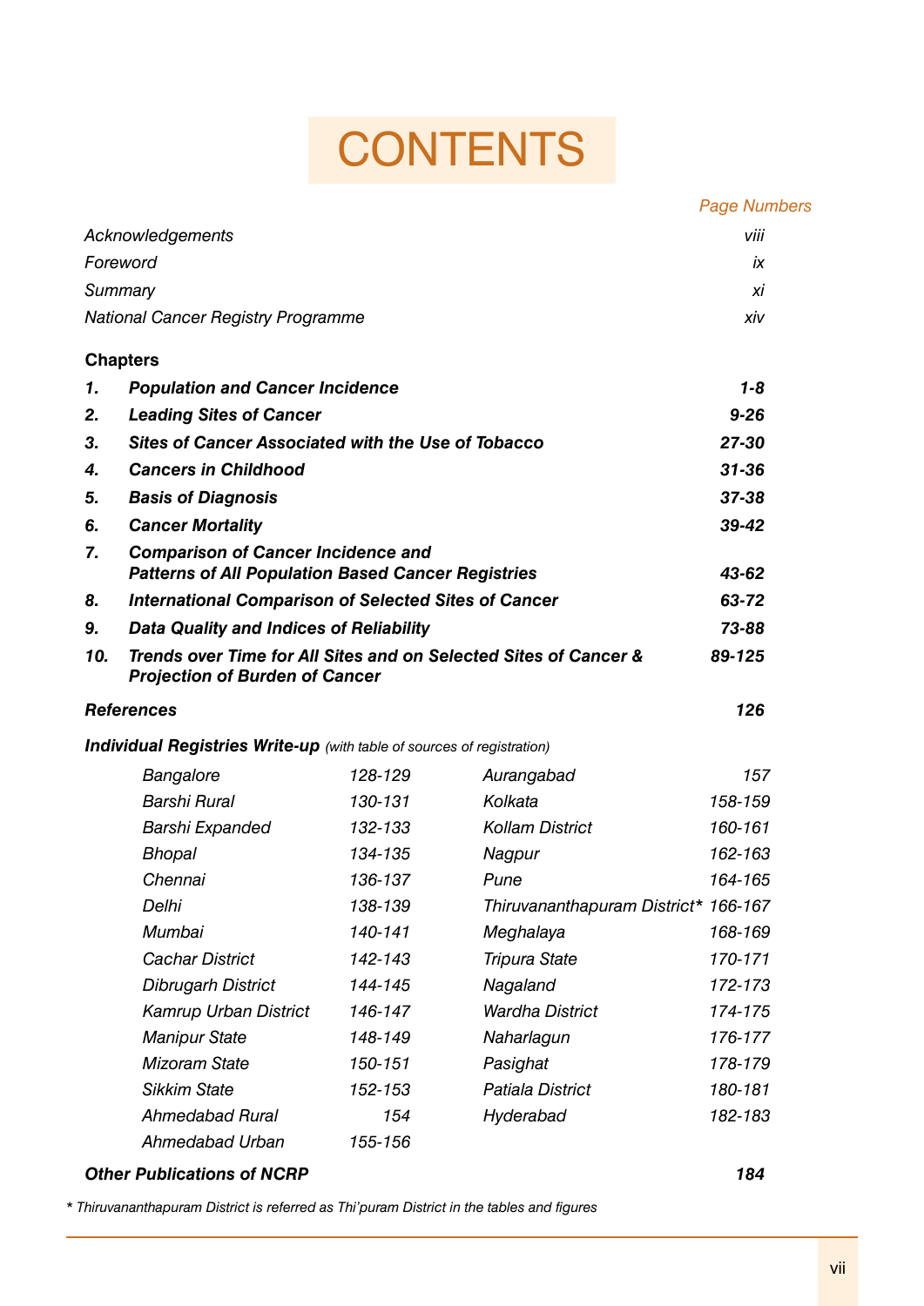# CONTENTS

| | Page Numbers |
|---|---|
| *Acknowledgements* | *viii* |
| *Foreword* | *ix* |
| *Summary* | *xi* |
| *National Cancer Registry Programme* | *xiv* |

**Chapters**

| | | |
|---|---|---|
| ***1.*** | ***Population and Cancer Incidence*** | ***1-8*** |
| ***2.*** | ***Leading Sites of Cancer*** | ***9-26*** |
| ***3.*** | ***Sites of Cancer Associated with the Use of Tobacco*** | ***27-30*** |
| ***4.*** | ***Cancers in Childhood*** | ***31-36*** |
| ***5.*** | ***Basis of Diagnosis*** | ***37-38*** |
| ***6.*** | ***Cancer Mortality*** | ***39-42*** |
| ***7.*** | ***Comparison of Cancer Incidence and Patterns of All Population Based Cancer Registries*** | ***43-62*** |
| ***8.*** | ***International Comparison of Selected Sites of Cancer*** | ***63-72*** |
| ***9.*** | ***Data Quality and Indices of Reliability*** | ***73-88*** |
| ***10.*** | ***Trends over Time for All Sites and on Selected Sites of Cancer & Projection of Burden of Cancer*** | ***89-125*** |

***References*** ***126***

***Individual Registries Write-up*** *(with table of sources of registration)*

| | | | |
|---|---|---|---|
| *Bangalore* | *128-129* | *Aurangabad* | *157* |
| *Barshi Rural* | *130-131* | *Kolkata* | *158-159* |
| *Barshi Expanded* | *132-133* | *Kollam District* | *160-161* |
| *Bhopal* | *134-135* | *Nagpur* | *162-163* |
| *Chennai* | *136-137* | *Pune* | *164-165* |
| *Delhi* | *138-139* | *Thiruvananthapuram District** | *166-167* |
| *Mumbai* | *140-141* | *Meghalaya* | *168-169* |
| *Cachar District* | *142-143* | *Tripura State* | *170-171* |
| *Dibrugarh District* | *144-145* | *Nagaland* | *172-173* |
| *Kamrup Urban District* | *146-147* | *Wardha District* | *174-175* |
| *Manipur State* | *148-149* | *Naharlagun* | *176-177* |
| *Mizoram State* | *150-151* | *Pasighat* | *178-179* |
| *Sikkim State* | *152-153* | *Patiala District* | *180-181* |
| *Ahmedabad Rural* | *154* | *Hyderabad* | *182-183* |
| *Ahmedabad Urban* | *155-156* | | |

***Other Publications of NCRP*** ***184***

*\* Thiruvananthapuram District is referred as Thi'puram District in the tables and figures*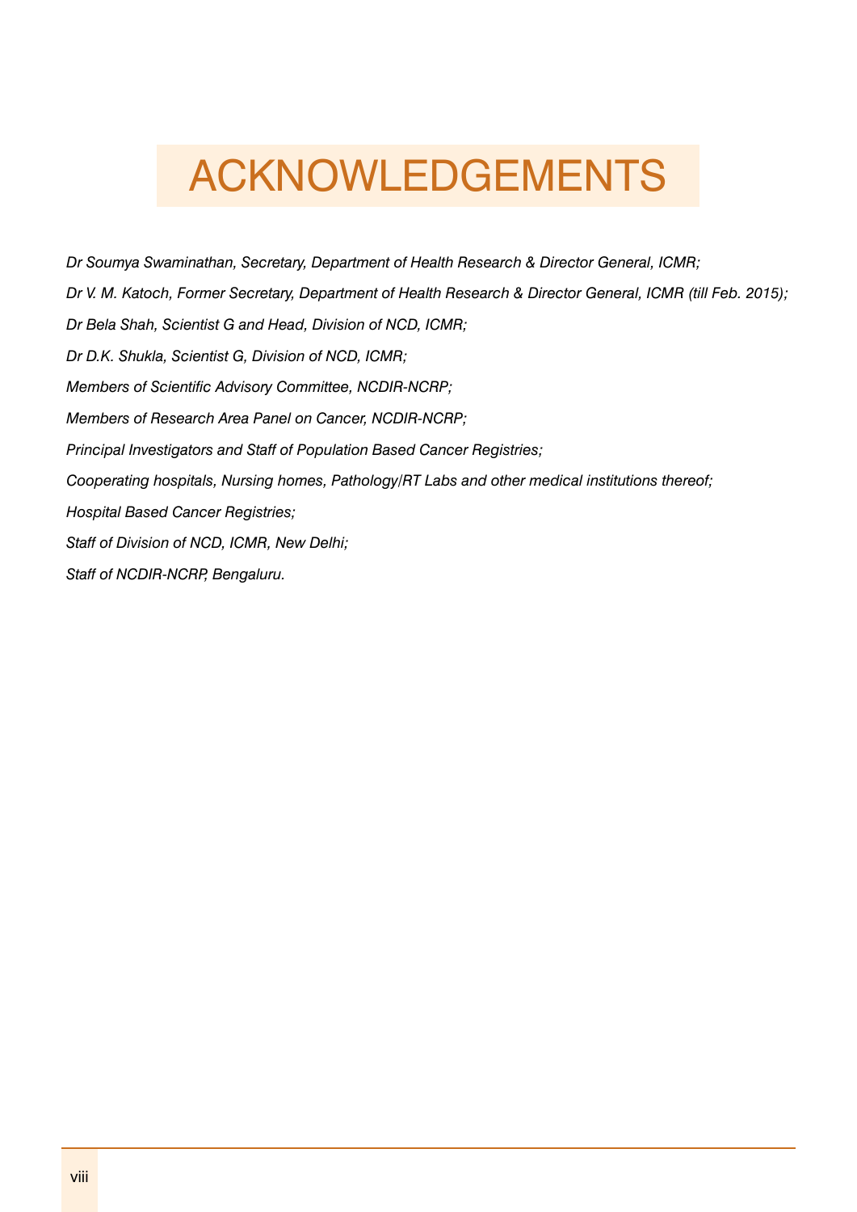# ACKNOWLEDGEMENTS

*Dr Soumya Swaminathan, Secretary, Department of Health Research & Director General, ICMR;*

*Dr V. M. Katoch, Former Secretary, Department of Health Research & Director General, ICMR (till Feb. 2015);*

*Dr Bela Shah, Scientist G and Head, Division of NCD, ICMR;*

*Dr D.K. Shukla, Scientist G, Division of NCD, ICMR;*

*Members of Scientific Advisory Committee, NCDIR-NCRP;*

*Members of Research Area Panel on Cancer, NCDIR-NCRP;*

*Principal Investigators and Staff of Population Based Cancer Registries;*

*Cooperating hospitals, Nursing homes, Pathology/RT Labs and other medical institutions thereof;*

*Hospital Based Cancer Registries;*

*Staff of Division of NCD, ICMR, New Delhi;*

*Staff of NCDIR-NCRP, Bengaluru.*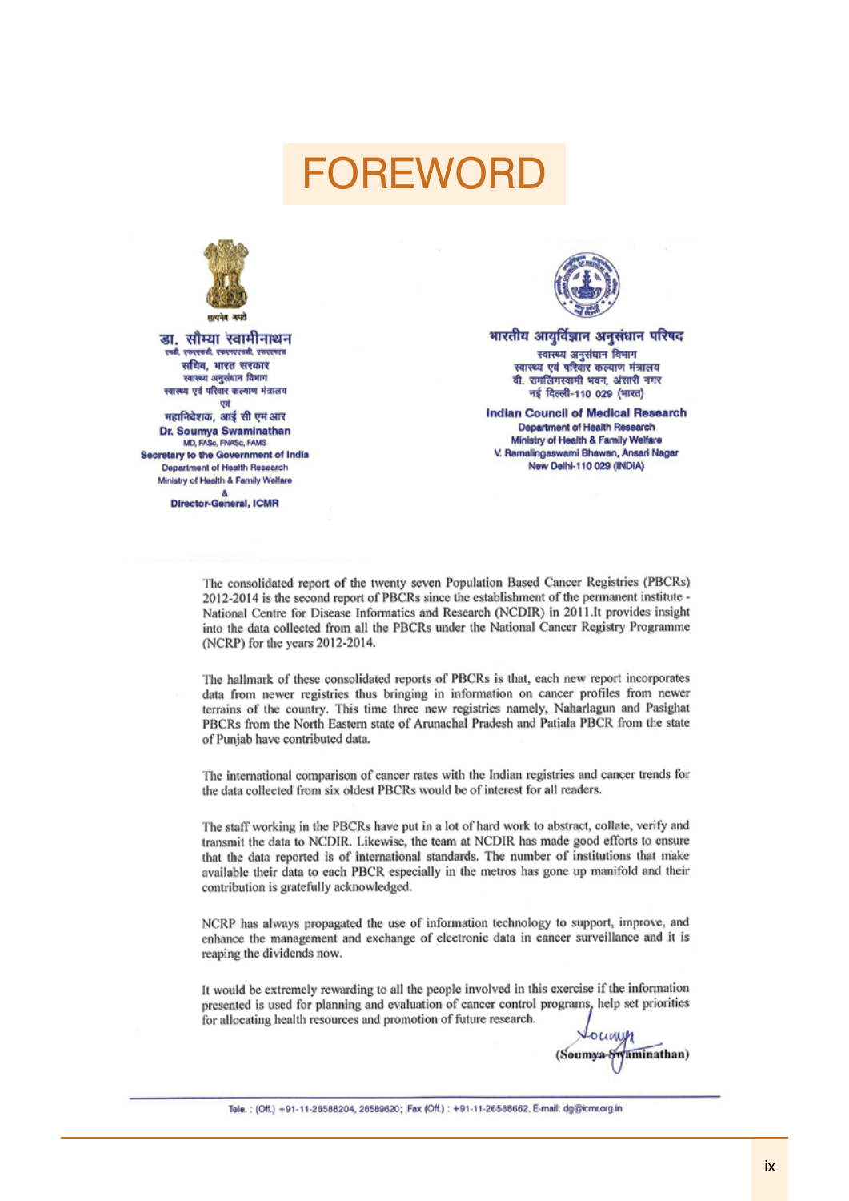# FOREWORD

सत्यमेव जयते

**डा. सौम्या स्वामीनाथन**
एमडी, एफएएससी, एफएनएएससी, एफएएमएस
सचिव, भारत सरकार
स्वास्थ्य अनुसंधान विभाग
स्वास्थ्य एवं परिवार कल्याण मंत्रालय
एवं
महानिदेशक, आई सी एम आर

**Dr. Soumya Swaminathan**
MD, FASc, FNASc, FAMS
**Secretary to the Government of India**
Department of Health Research
Ministry of Health & Family Welfare
&
**Director-General, ICMR**

**भारतीय आयुर्विज्ञान अनुसंधान परिषद**
स्वास्थ्य अनुसंधान विभाग
स्वास्थ्य एवं परिवार कल्याण मंत्रालय
वी. रामलिंगस्वामी भवन, अंसारी नगर
नई दिल्ली-110 029 (भारत)

**Indian Council of Medical Research**
Department of Health Research
Ministry of Health & Family Welfare
V. Ramalingaswami Bhawan, Ansari Nagar
New Delhi-110 029 (INDIA)

The consolidated report of the twenty seven Population Based Cancer Registries (PBCRs) 2012-2014 is the second report of PBCRs since the establishment of the permanent institute - National Centre for Disease Informatics and Research (NCDIR) in 2011.It provides insight into the data collected from all the PBCRs under the National Cancer Registry Programme (NCRP) for the years 2012-2014.

The hallmark of these consolidated reports of PBCRs is that, each new report incorporates data from newer registries thus bringing in information on cancer profiles from newer terrains of the country. This time three new registries namely, Naharlagun and Pasighat PBCRs from the North Eastern state of Arunachal Pradesh and Patiala PBCR from the state of Punjab have contributed data.

The international comparison of cancer rates with the Indian registries and cancer trends for the data collected from six oldest PBCRs would be of interest for all readers.

The staff working in the PBCRs have put in a lot of hard work to abstract, collate, verify and transmit the data to NCDIR. Likewise, the team at NCDIR has made good efforts to ensure that the data reported is of international standards. The number of institutions that make available their data to each PBCR especially in the metros has gone up manifold and their contribution is gratefully acknowledged.

NCRP has always propagated the use of information technology to support, improve, and enhance the management and exchange of electronic data in cancer surveillance and it is reaping the dividends now.

It would be extremely rewarding to all the people involved in this exercise if the information presented is used for planning and evaluation of cancer control programs, help set priorities for allocating health resources and promotion of future research.

Soumya

(Soumya Swaminathan)

Tele. : (Off.) +91-11-26588204, 26589620; Fax (Off.) : +91-11-26588662, E-mail: dg@icmr.org.in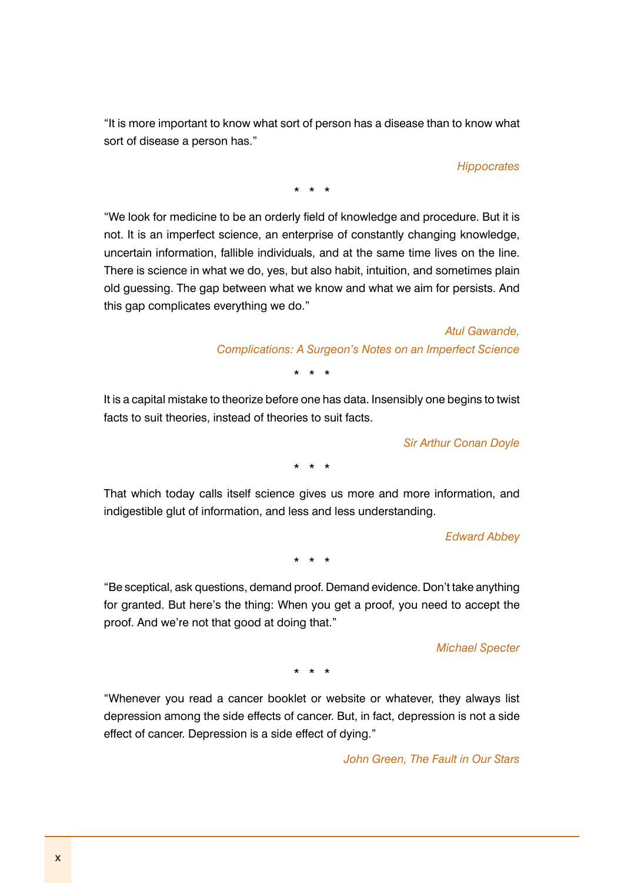"It is more important to know what sort of person has a disease than to know what sort of disease a person has."

*Hippocrates*

\* \* \*

"We look for medicine to be an orderly field of knowledge and procedure. But it is not. It is an imperfect science, an enterprise of constantly changing knowledge, uncertain information, fallible individuals, and at the same time lives on the line. There is science in what we do, yes, but also habit, intuition, and sometimes plain old guessing. The gap between what we know and what we aim for persists. And this gap complicates everything we do."

*Atul Gawande,*
*Complications: A Surgeon's Notes on an Imperfect Science*

\* \* \*

It is a capital mistake to theorize before one has data. Insensibly one begins to twist facts to suit theories, instead of theories to suit facts.

*Sir Arthur Conan Doyle*

\* \* \*

That which today calls itself science gives us more and more information, and indigestible glut of information, and less and less understanding.

*Edward Abbey*

\* \* \*

"Be sceptical, ask questions, demand proof. Demand evidence. Don't take anything for granted. But here's the thing: When you get a proof, you need to accept the proof. And we're not that good at doing that."

*Michael Specter*

\* \* \*

"Whenever you read a cancer booklet or website or whatever, they always list depression among the side effects of cancer. But, in fact, depression is not a side effect of cancer. Depression is a side effect of dying."

*John Green, The Fault in Our Stars*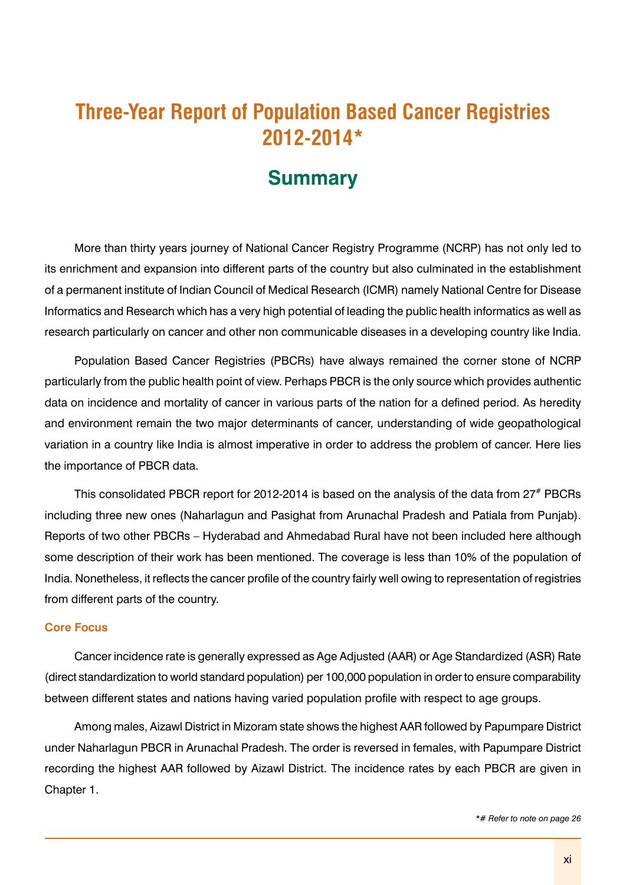# Three-Year Report of Population Based Cancer Registries 2012-2014*

## Summary

More than thirty years journey of National Cancer Registry Programme (NCRP) has not only led to its enrichment and expansion into different parts of the country but also culminated in the establishment of a permanent institute of Indian Council of Medical Research (ICMR) namely National Centre for Disease Informatics and Research which has a very high potential of leading the public health informatics as well as research particularly on cancer and other non communicable diseases in a developing country like India.

Population Based Cancer Registries (PBCRs) have always remained the corner stone of NCRP particularly from the public health point of view. Perhaps PBCR is the only source which provides authentic data on incidence and mortality of cancer in various parts of the nation for a defined period. As heredity and environment remain the two major determinants of cancer, understanding of wide geopathological variation in a country like India is almost imperative in order to address the problem of cancer. Here lies the importance of PBCR data.

This consolidated PBCR report for 2012-2014 is based on the analysis of the data from 27[#] PBCRs including three new ones (Naharlagun and Pasighat from Arunachal Pradesh and Patiala from Punjab). Reports of two other PBCRs – Hyderabad and Ahmedabad Rural have not been included here although some description of their work has been mentioned. The coverage is less than 10% of the population of India. Nonetheless, it reflects the cancer profile of the country fairly well owing to representation of registries from different parts of the country.

### Core Focus

Cancer incidence rate is generally expressed as Age Adjusted (AAR) or Age Standardized (ASR) Rate (direct standardization to world standard population) per 100,000 population in order to ensure comparability between different states and nations having varied population profile with respect to age groups.

Among males, Aizawl District in Mizoram state shows the highest AAR followed by Papumpare District under Naharlagun PBCR in Arunachal Pradesh. The order is reversed in females, with Papumpare District recording the highest AAR followed by Aizawl District. The incidence rates by each PBCR are given in Chapter 1.

*\*# Refer to note on page 26*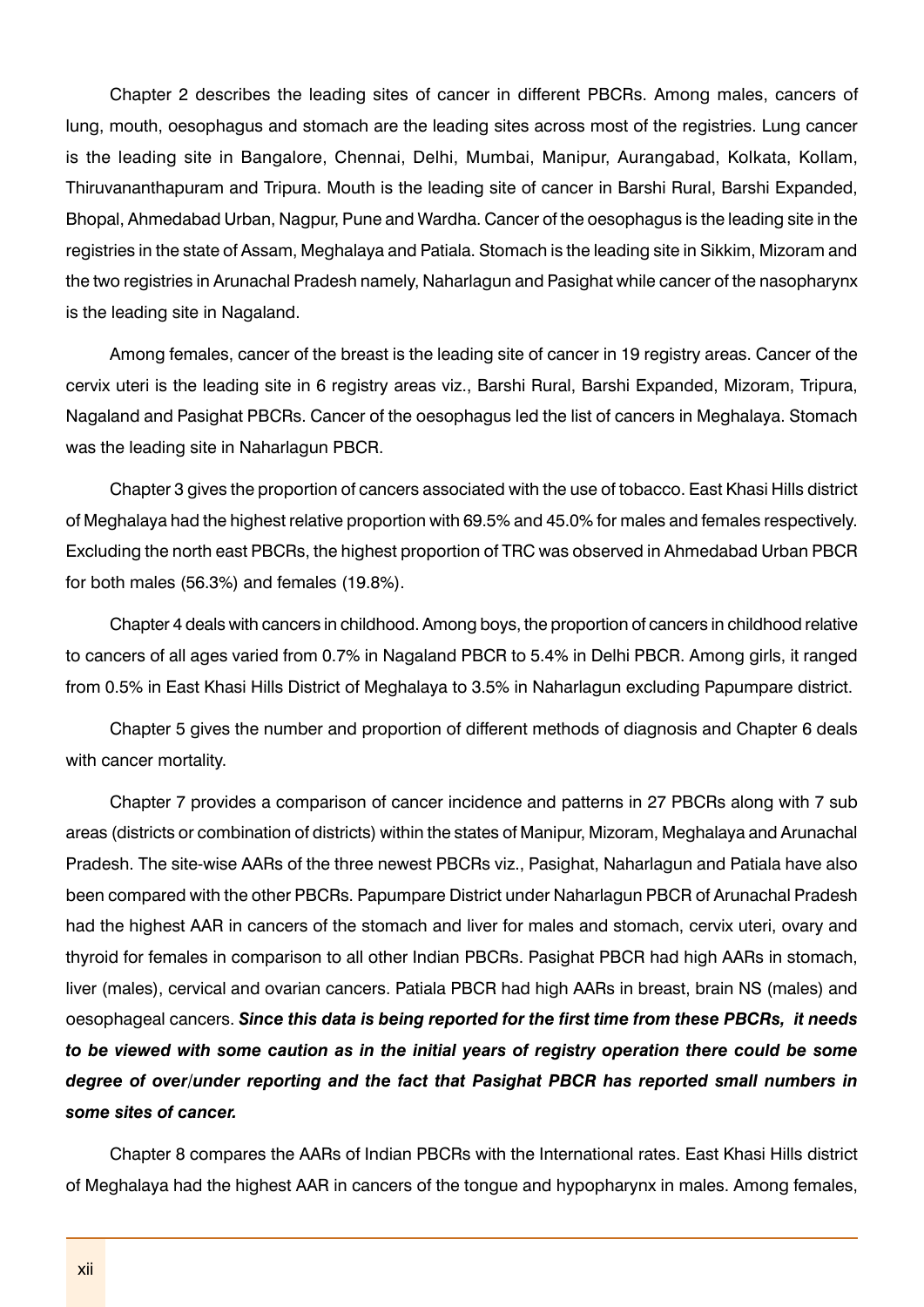Chapter 2 describes the leading sites of cancer in different PBCRs. Among males, cancers of lung, mouth, oesophagus and stomach are the leading sites across most of the registries. Lung cancer is the leading site in Bangalore, Chennai, Delhi, Mumbai, Manipur, Aurangabad, Kolkata, Kollam, Thiruvananthapuram and Tripura. Mouth is the leading site of cancer in Barshi Rural, Barshi Expanded, Bhopal, Ahmedabad Urban, Nagpur, Pune and Wardha. Cancer of the oesophagus is the leading site in the registries in the state of Assam, Meghalaya and Patiala. Stomach is the leading site in Sikkim, Mizoram and the two registries in Arunachal Pradesh namely, Naharlagun and Pasighat while cancer of the nasopharynx is the leading site in Nagaland.

Among females, cancer of the breast is the leading site of cancer in 19 registry areas. Cancer of the cervix uteri is the leading site in 6 registry areas viz., Barshi Rural, Barshi Expanded, Mizoram, Tripura, Nagaland and Pasighat PBCRs. Cancer of the oesophagus led the list of cancers in Meghalaya. Stomach was the leading site in Naharlagun PBCR.

Chapter 3 gives the proportion of cancers associated with the use of tobacco. East Khasi Hills district of Meghalaya had the highest relative proportion with 69.5% and 45.0% for males and females respectively. Excluding the north east PBCRs, the highest proportion of TRC was observed in Ahmedabad Urban PBCR for both males (56.3%) and females (19.8%).

Chapter 4 deals with cancers in childhood. Among boys, the proportion of cancers in childhood relative to cancers of all ages varied from 0.7% in Nagaland PBCR to 5.4% in Delhi PBCR. Among girls, it ranged from 0.5% in East Khasi Hills District of Meghalaya to 3.5% in Naharlagun excluding Papumpare district.

Chapter 5 gives the number and proportion of different methods of diagnosis and Chapter 6 deals with cancer mortality.

Chapter 7 provides a comparison of cancer incidence and patterns in 27 PBCRs along with 7 sub areas (districts or combination of districts) within the states of Manipur, Mizoram, Meghalaya and Arunachal Pradesh. The site-wise AARs of the three newest PBCRs viz., Pasighat, Naharlagun and Patiala have also been compared with the other PBCRs. Papumpare District under Naharlagun PBCR of Arunachal Pradesh had the highest AAR in cancers of the stomach and liver for males and stomach, cervix uteri, ovary and thyroid for females in comparison to all other Indian PBCRs. Pasighat PBCR had high AARs in stomach, liver (males), cervical and ovarian cancers. Patiala PBCR had high AARs in breast, brain NS (males) and oesophageal cancers. ***Since this data is being reported for the first time from these PBCRs, it needs to be viewed with some caution as in the initial years of registry operation there could be some degree of over/under reporting and the fact that Pasighat PBCR has reported small numbers in some sites of cancer.***

Chapter 8 compares the AARs of Indian PBCRs with the International rates. East Khasi Hills district of Meghalaya had the highest AAR in cancers of the tongue and hypopharynx in males. Among females,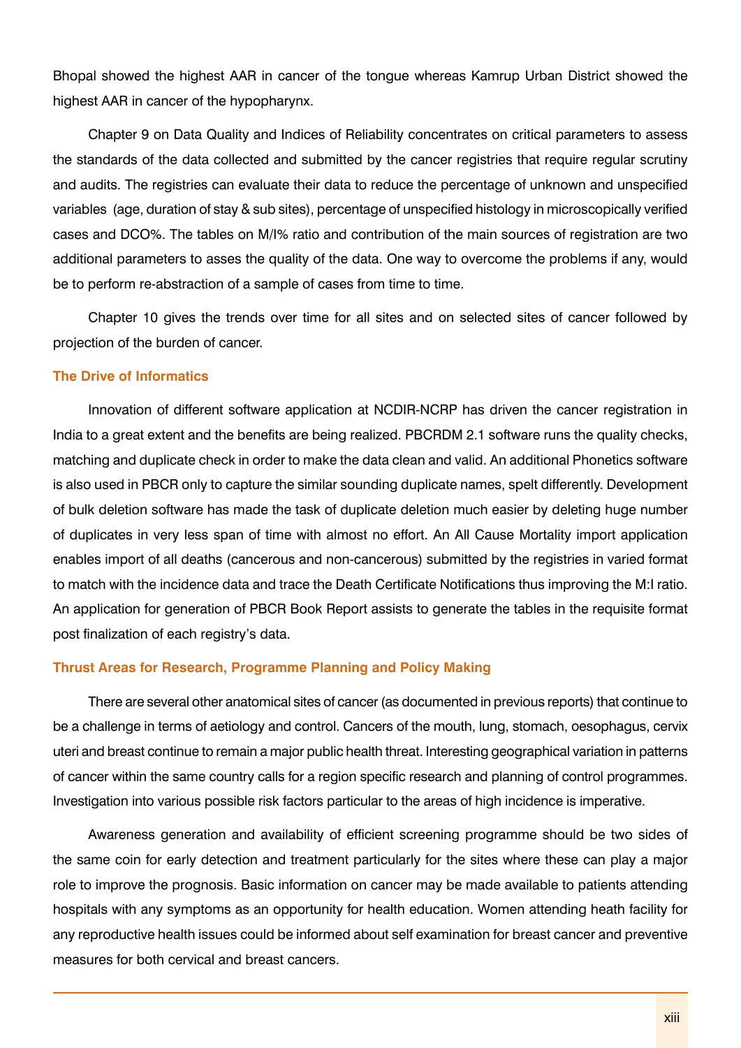Bhopal showed the highest AAR in cancer of the tongue whereas Kamrup Urban District showed the highest AAR in cancer of the hypopharynx.

Chapter 9 on Data Quality and Indices of Reliability concentrates on critical parameters to assess the standards of the data collected and submitted by the cancer registries that require regular scrutiny and audits. The registries can evaluate their data to reduce the percentage of unknown and unspecified variables (age, duration of stay & sub sites), percentage of unspecified histology in microscopically verified cases and DCO%. The tables on M/I% ratio and contribution of the main sources of registration are two additional parameters to asses the quality of the data. One way to overcome the problems if any, would be to perform re-abstraction of a sample of cases from time to time.

Chapter 10 gives the trends over time for all sites and on selected sites of cancer followed by projection of the burden of cancer.

### The Drive of Informatics

Innovation of different software application at NCDIR-NCRP has driven the cancer registration in India to a great extent and the benefits are being realized. PBCRDM 2.1 software runs the quality checks, matching and duplicate check in order to make the data clean and valid. An additional Phonetics software is also used in PBCR only to capture the similar sounding duplicate names, spelt differently. Development of bulk deletion software has made the task of duplicate deletion much easier by deleting huge number of duplicates in very less span of time with almost no effort. An All Cause Mortality import application enables import of all deaths (cancerous and non-cancerous) submitted by the registries in varied format to match with the incidence data and trace the Death Certificate Notifications thus improving the M:I ratio. An application for generation of PBCR Book Report assists to generate the tables in the requisite format post finalization of each registry's data.

### Thrust Areas for Research, Programme Planning and Policy Making

There are several other anatomical sites of cancer (as documented in previous reports) that continue to be a challenge in terms of aetiology and control. Cancers of the mouth, lung, stomach, oesophagus, cervix uteri and breast continue to remain a major public health threat. Interesting geographical variation in patterns of cancer within the same country calls for a region specific research and planning of control programmes. Investigation into various possible risk factors particular to the areas of high incidence is imperative.

Awareness generation and availability of efficient screening programme should be two sides of the same coin for early detection and treatment particularly for the sites where these can play a major role to improve the prognosis. Basic information on cancer may be made available to patients attending hospitals with any symptoms as an opportunity for health education. Women attending heath facility for any reproductive health issues could be informed about self examination for breast cancer and preventive measures for both cervical and breast cancers.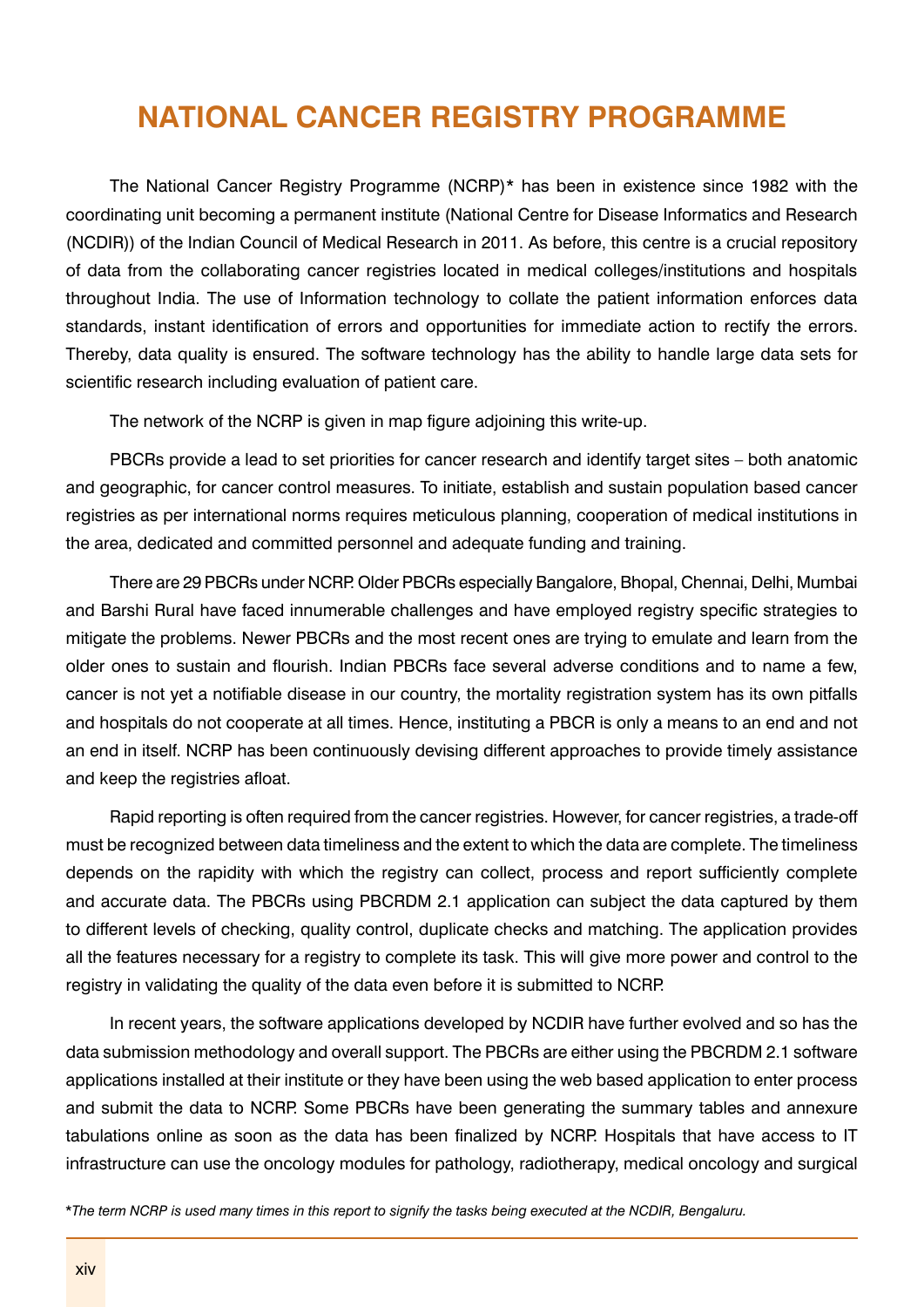# NATIONAL CANCER REGISTRY PROGRAMME

The National Cancer Registry Programme (NCRP)* has been in existence since 1982 with the coordinating unit becoming a permanent institute (National Centre for Disease Informatics and Research (NCDIR)) of the Indian Council of Medical Research in 2011. As before, this centre is a crucial repository of data from the collaborating cancer registries located in medical colleges/institutions and hospitals throughout India. The use of Information technology to collate the patient information enforces data standards, instant identification of errors and opportunities for immediate action to rectify the errors. Thereby, data quality is ensured. The software technology has the ability to handle large data sets for scientific research including evaluation of patient care.

The network of the NCRP is given in map figure adjoining this write-up.

PBCRs provide a lead to set priorities for cancer research and identify target sites – both anatomic and geographic, for cancer control measures. To initiate, establish and sustain population based cancer registries as per international norms requires meticulous planning, cooperation of medical institutions in the area, dedicated and committed personnel and adequate funding and training.

There are 29 PBCRs under NCRP. Older PBCRs especially Bangalore, Bhopal, Chennai, Delhi, Mumbai and Barshi Rural have faced innumerable challenges and have employed registry specific strategies to mitigate the problems. Newer PBCRs and the most recent ones are trying to emulate and learn from the older ones to sustain and flourish. Indian PBCRs face several adverse conditions and to name a few, cancer is not yet a notifiable disease in our country, the mortality registration system has its own pitfalls and hospitals do not cooperate at all times. Hence, instituting a PBCR is only a means to an end and not an end in itself. NCRP has been continuously devising different approaches to provide timely assistance and keep the registries afloat.

Rapid reporting is often required from the cancer registries. However, for cancer registries, a trade-off must be recognized between data timeliness and the extent to which the data are complete. The timeliness depends on the rapidity with which the registry can collect, process and report sufficiently complete and accurate data. The PBCRs using PBCRDM 2.1 application can subject the data captured by them to different levels of checking, quality control, duplicate checks and matching. The application provides all the features necessary for a registry to complete its task. This will give more power and control to the registry in validating the quality of the data even before it is submitted to NCRP.

In recent years, the software applications developed by NCDIR have further evolved and so has the data submission methodology and overall support. The PBCRs are either using the PBCRDM 2.1 software applications installed at their institute or they have been using the web based application to enter process and submit the data to NCRP. Some PBCRs have been generating the summary tables and annexure tabulations online as soon as the data has been finalized by NCRP. Hospitals that have access to IT infrastructure can use the oncology modules for pathology, radiotherapy, medical oncology and surgical

**\***_The term NCRP is used many times in this report to signify the tasks being executed at the NCDIR, Bengaluru._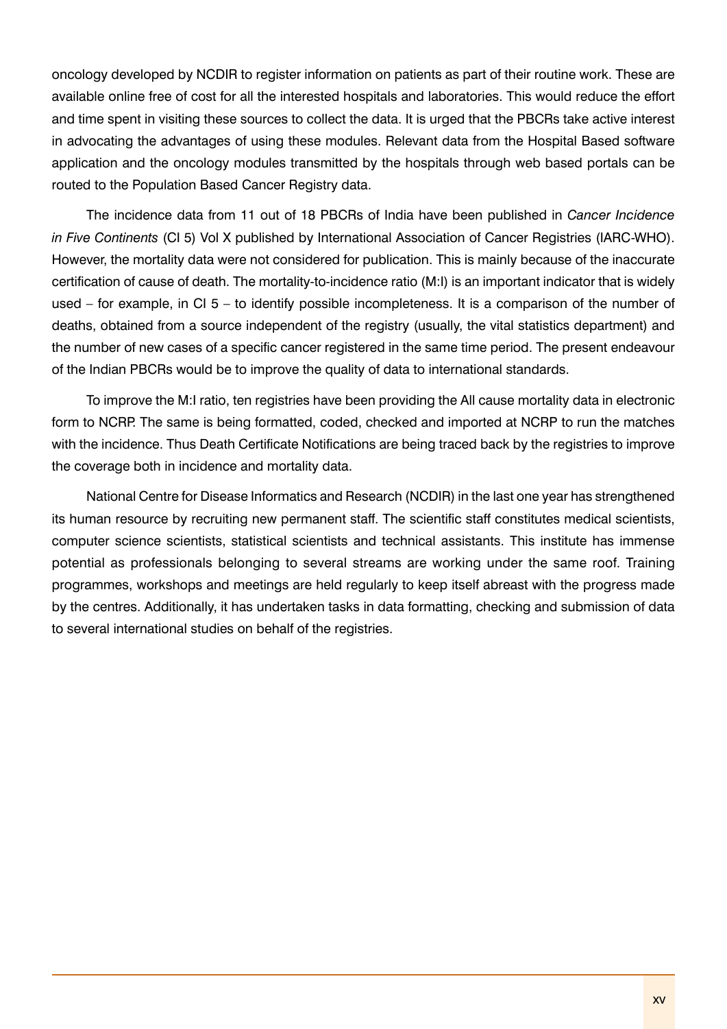oncology developed by NCDIR to register information on patients as part of their routine work. These are available online free of cost for all the interested hospitals and laboratories. This would reduce the effort and time spent in visiting these sources to collect the data. It is urged that the PBCRs take active interest in advocating the advantages of using these modules. Relevant data from the Hospital Based software application and the oncology modules transmitted by the hospitals through web based portals can be routed to the Population Based Cancer Registry data.

The incidence data from 11 out of 18 PBCRs of India have been published in *Cancer Incidence in Five Continents* (CI 5) Vol X published by International Association of Cancer Registries (IARC-WHO). However, the mortality data were not considered for publication. This is mainly because of the inaccurate certification of cause of death. The mortality-to-incidence ratio (M:I) is an important indicator that is widely used – for example, in CI 5 – to identify possible incompleteness. It is a comparison of the number of deaths, obtained from a source independent of the registry (usually, the vital statistics department) and the number of new cases of a specific cancer registered in the same time period. The present endeavour of the Indian PBCRs would be to improve the quality of data to international standards.

To improve the M:I ratio, ten registries have been providing the All cause mortality data in electronic form to NCRP. The same is being formatted, coded, checked and imported at NCRP to run the matches with the incidence. Thus Death Certificate Notifications are being traced back by the registries to improve the coverage both in incidence and mortality data.

National Centre for Disease Informatics and Research (NCDIR) in the last one year has strengthened its human resource by recruiting new permanent staff. The scientific staff constitutes medical scientists, computer science scientists, statistical scientists and technical assistants. This institute has immense potential as professionals belonging to several streams are working under the same roof. Training programmes, workshops and meetings are held regularly to keep itself abreast with the progress made by the centres. Additionally, it has undertaken tasks in data formatting, checking and submission of data to several international studies on behalf of the registries.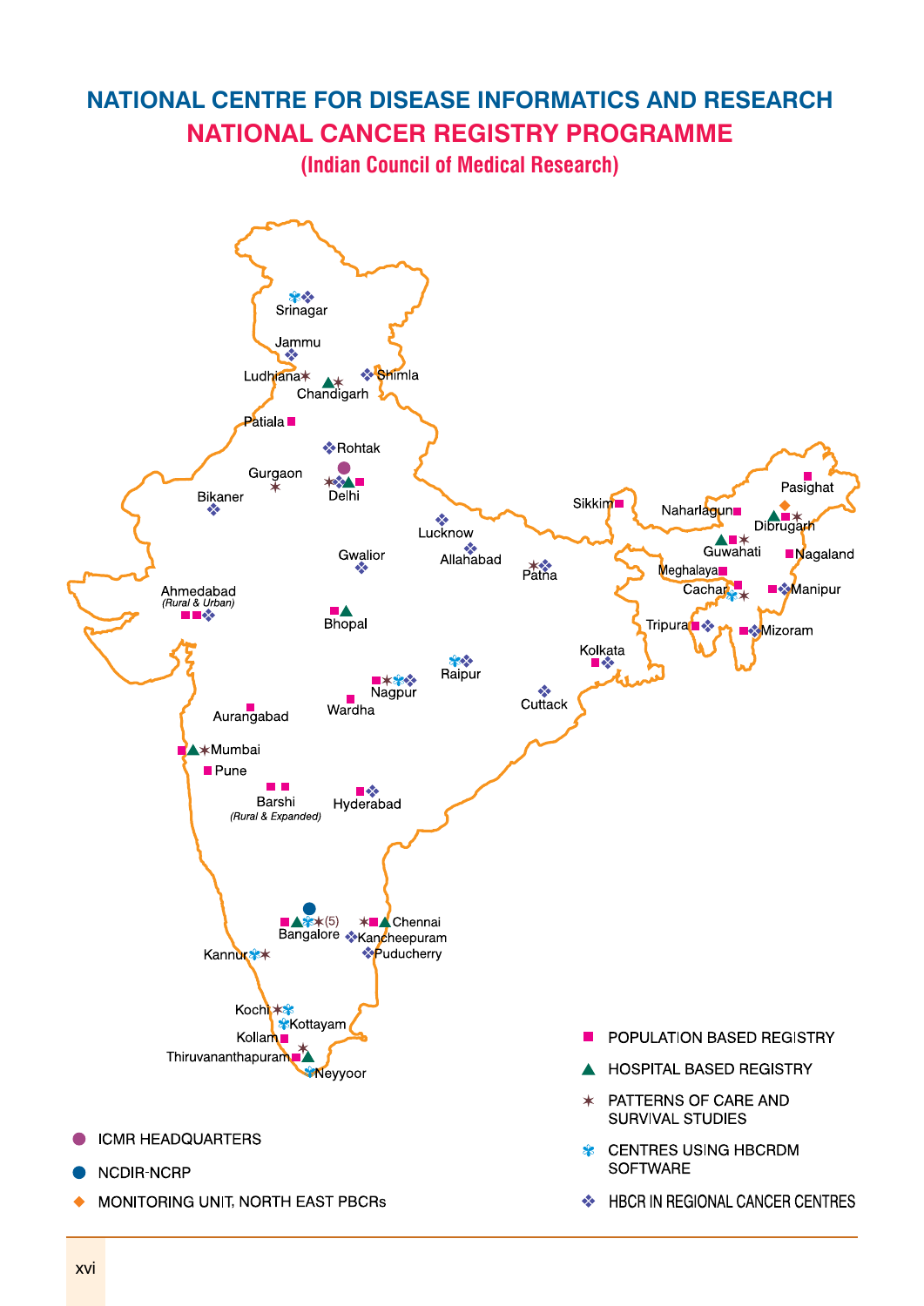# NATIONAL CENTRE FOR DISEASE INFORMATICS AND RESEARCH

## NATIONAL CANCER REGISTRY PROGRAMME

### (Indian Council of Medical Research)

Srinagar
Jammu
Ludhiana
Chandigarh
Shimla
Patiala
Rohtak
Gurgaon
Delhi
Bikaner
Lucknow
Allahabad
Patna
Gwalior
Ahmedabad
*(Rural & Urban)*
Bhopal
Sikkim
Naharlagun
Pasighat
Dibrugarh
Guwahati
Nagaland
Meghalaya
Cachar
Manipur
Tripura
Mizoram
Kolkata
Raipur
Nagpur
Wardha
Cuttack
Aurangabad
Mumbai
Pune
Barshi
*(Rural & Expanded)*
Hyderabad
(5)
Bangalore
Chennai
Kancheepuram
Puducherry
Kannur
Kochi
Kottayam
Kollam
Thiruvananthapuram
Neyyoor

ICMR HEADQUARTERS
NCDIR-NCRP
MONITORING UNIT, NORTH EAST PBCRs
POPULATION BASED REGISTRY
HOSPITAL BASED REGISTRY
PATTERNS OF CARE AND SURVIVAL STUDIES
CENTRES USING HBCRDM SOFTWARE
HBCR IN REGIONAL CANCER CENTRES